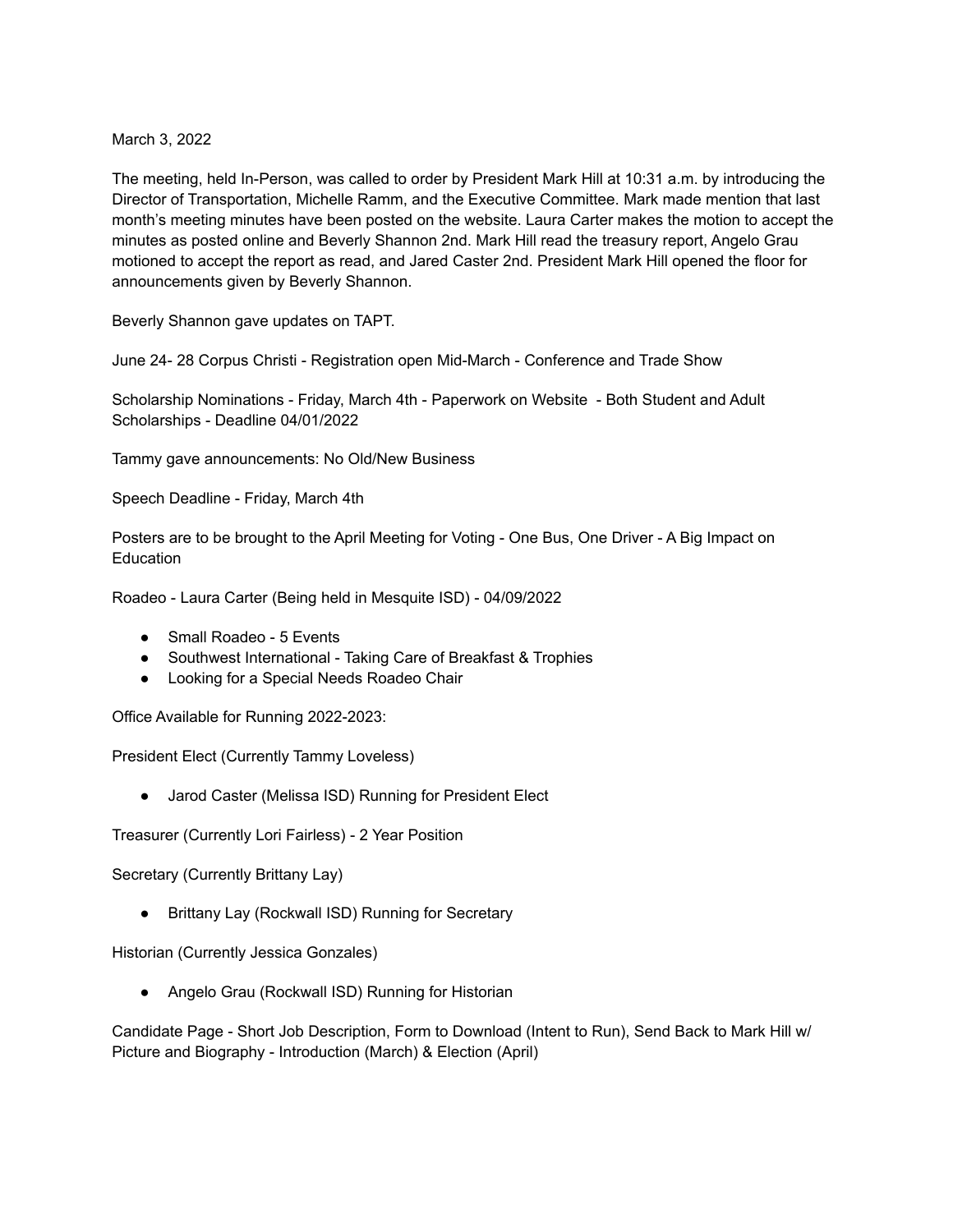March 3, 2022

The meeting, held In-Person, was called to order by President Mark Hill at 10:31 a.m. by introducing the Director of Transportation, Michelle Ramm, and the Executive Committee. Mark made mention that last month's meeting minutes have been posted on the website. Laura Carter makes the motion to accept the minutes as posted online and Beverly Shannon 2nd. Mark Hill read the treasury report, Angelo Grau motioned to accept the report as read, and Jared Caster 2nd. President Mark Hill opened the floor for announcements given by Beverly Shannon.

Beverly Shannon gave updates on TAPT.

June 24- 28 Corpus Christi - Registration open Mid-March - Conference and Trade Show

Scholarship Nominations - Friday, March 4th - Paperwork on Website - Both Student and Adult Scholarships - Deadline 04/01/2022

Tammy gave announcements: No Old/New Business

Speech Deadline - Friday, March 4th

Posters are to be brought to the April Meeting for Voting - One Bus, One Driver - A Big Impact on Education

Roadeo - Laura Carter (Being held in Mesquite ISD) - 04/09/2022

- Small Roadeo - 5 Events
- Southwest International - Taking Care of Breakfast & Trophies
- Looking for a Special Needs Roadeo Chair

Office Available for Running 2022-2023:

President Elect (Currently Tammy Loveless)

- Jarod Caster (Melissa ISD) Running for President Elect

Treasurer (Currently Lori Fairless) - 2 Year Position

Secretary (Currently Brittany Lay)

- Brittany Lay (Rockwall ISD) Running for Secretary

Historian (Currently Jessica Gonzales)

- Angelo Grau (Rockwall ISD) Running for Historian

Candidate Page - Short Job Description, Form to Download (Intent to Run), Send Back to Mark Hill w/ Picture and Biography - Introduction (March) & Election (April)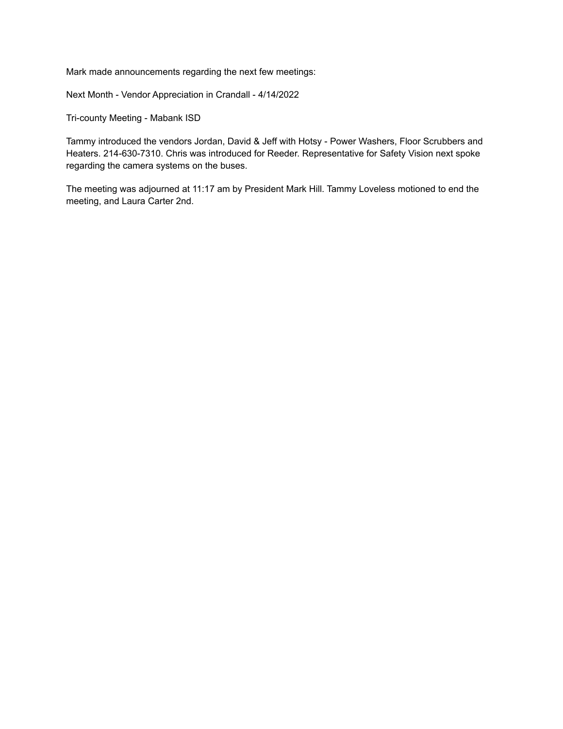Mark made announcements regarding the next few meetings:

Next Month - Vendor Appreciation in Crandall - 4/14/2022

Tri-county Meeting - Mabank ISD

Tammy introduced the vendors Jordan, David & Jeff with Hotsy - Power Washers, Floor Scrubbers and Heaters. 214-630-7310. Chris was introduced for Reeder. Representative for Safety Vision next spoke regarding the camera systems on the buses.

The meeting was adjourned at 11:17 am by President Mark Hill. Tammy Loveless motioned to end the meeting, and Laura Carter 2nd.